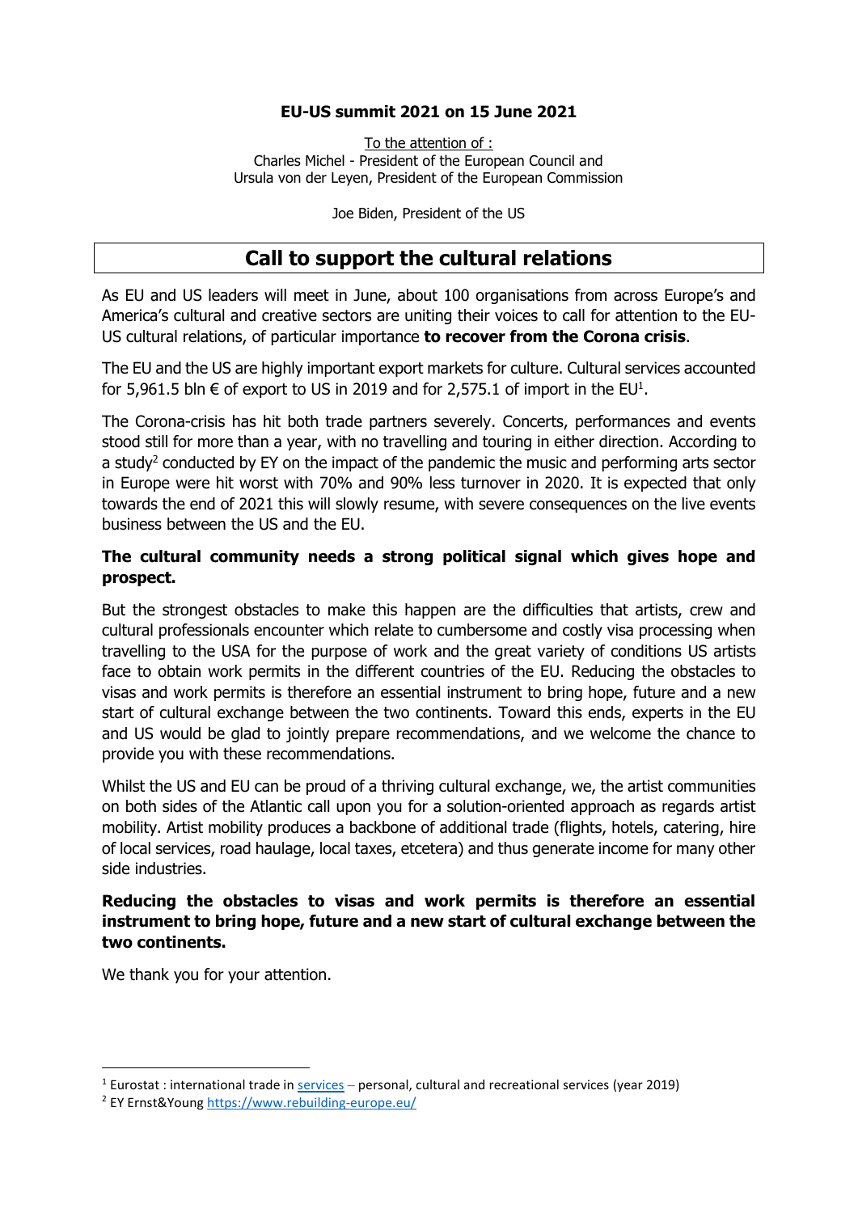**EU-US summit 2021 on 15 June 2021**

To the attention of :
Charles Michel - President of the European Council and
Ursula von der Leyen, President of the European Commission

Joe Biden, President of the US

# Call to support the cultural relations

As EU and US leaders will meet in June, about 100 organisations from across Europe's and America's cultural and creative sectors are uniting their voices to call for attention to the EU-US cultural relations, of particular importance **to recover from the Corona crisis**.

The EU and the US are highly important export markets for culture. Cultural services accounted for 5,961.5 bln € of export to US in 2019 and for 2,575.1 of import in the EU[1].

The Corona-crisis has hit both trade partners severely. Concerts, performances and events stood still for more than a year, with no travelling and touring in either direction. According to a study[2] conducted by EY on the impact of the pandemic the music and performing arts sector in Europe were hit worst with 70% and 90% less turnover in 2020. It is expected that only towards the end of 2021 this will slowly resume, with severe consequences on the live events business between the US and the EU.

**The cultural community needs a strong political signal which gives hope and prospect.**

But the strongest obstacles to make this happen are the difficulties that artists, crew and cultural professionals encounter which relate to cumbersome and costly visa processing when travelling to the USA for the purpose of work and the great variety of conditions US artists face to obtain work permits in the different countries of the EU. Reducing the obstacles to visas and work permits is therefore an essential instrument to bring hope, future and a new start of cultural exchange between the two continents. Toward this ends, experts in the EU and US would be glad to jointly prepare recommendations, and we welcome the chance to provide you with these recommendations.

Whilst the US and EU can be proud of a thriving cultural exchange, we, the artist communities on both sides of the Atlantic call upon you for a solution-oriented approach as regards artist mobility. Artist mobility produces a backbone of additional trade (flights, hotels, catering, hire of local services, road haulage, local taxes, etcetera) and thus generate income for many other side industries.

**Reducing the obstacles to visas and work permits is therefore an essential instrument to bring hope, future and a new start of cultural exchange between the two continents.**

We thank you for your attention.

---

[1] Eurostat : international trade in services – personal, cultural and recreational services (year 2019)

[2] EY Ernst&Young https://www.rebuilding-europe.eu/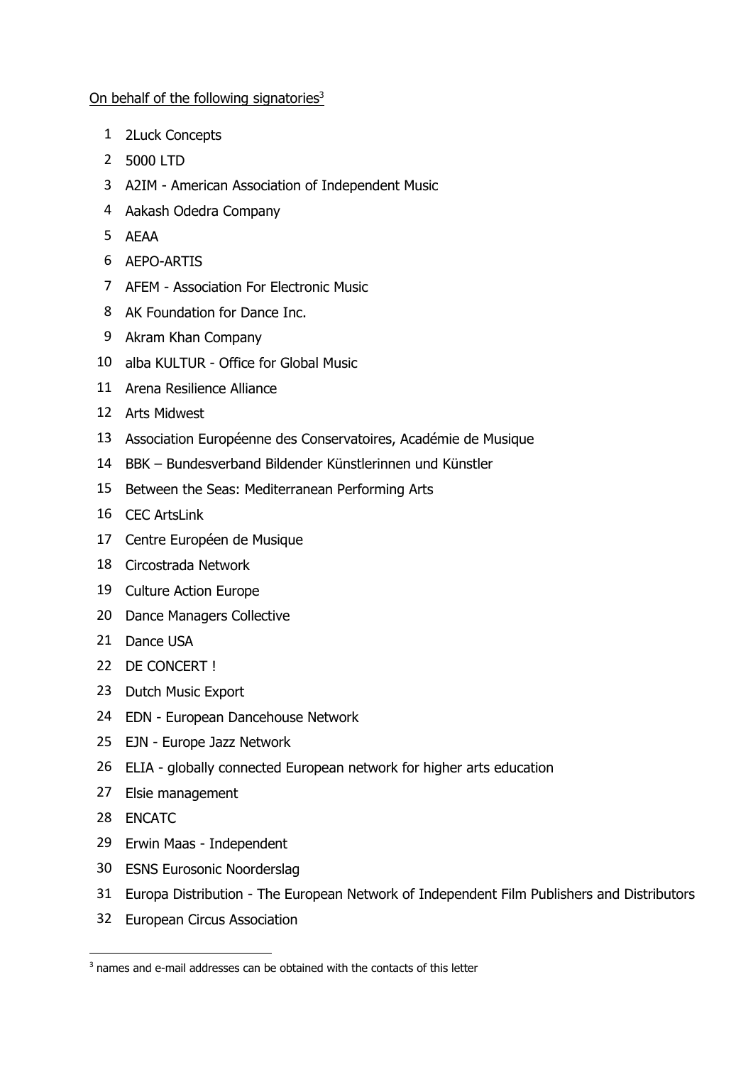On behalf of the following signatories[3]

1. 2Luck Concepts
2. 5000 LTD
3. A2IM - American Association of Independent Music
4. Aakash Odedra Company
5. AEAA
6. AEPO-ARTIS
7. AFEM - Association For Electronic Music
8. AK Foundation for Dance Inc.
9. Akram Khan Company
10. alba KULTUR - Office for Global Music
11. Arena Resilience Alliance
12. Arts Midwest
13. Association Européenne des Conservatoires, Académie de Musique
14. BBK – Bundesverband Bildender Künstlerinnen und Künstler
15. Between the Seas: Mediterranean Performing Arts
16. CEC ArtsLink
17. Centre Européen de Musique
18. Circostrada Network
19. Culture Action Europe
20. Dance Managers Collective
21. Dance USA
22. DE CONCERT !
23. Dutch Music Export
24. EDN - European Dancehouse Network
25. EJN - Europe Jazz Network
26. ELIA - globally connected European network for higher arts education
27. Elsie management
28. ENCATC
29. Erwin Maas - Independent
30. ESNS Eurosonic Noorderslag
31. Europa Distribution - The European Network of Independent Film Publishers and Distributors
32. European Circus Association

[3] names and e-mail addresses can be obtained with the contacts of this letter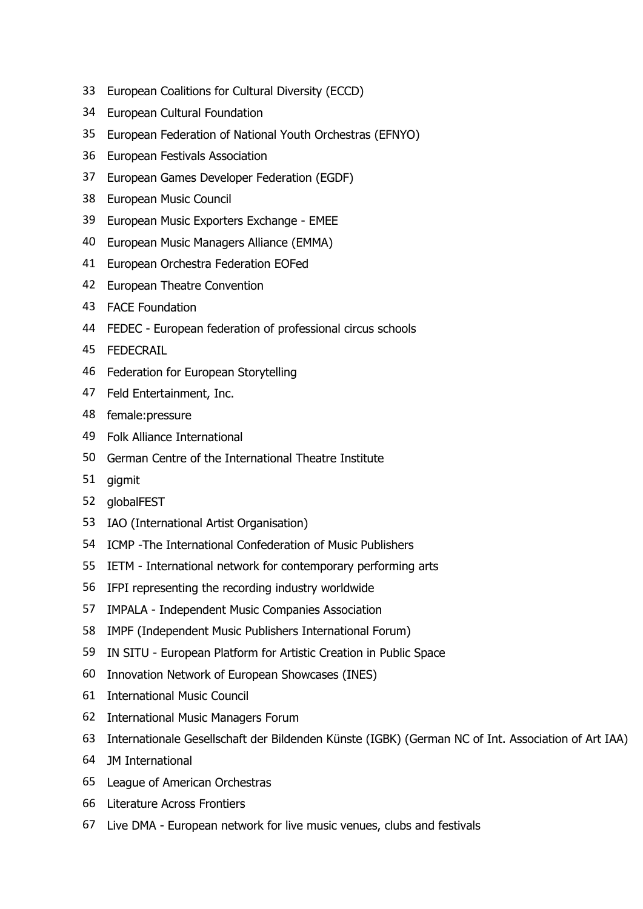33 European Coalitions for Cultural Diversity (ECCD)
34 European Cultural Foundation
35 European Federation of National Youth Orchestras (EFNYO)
36 European Festivals Association
37 European Games Developer Federation (EGDF)
38 European Music Council
39 European Music Exporters Exchange - EMEE
40 European Music Managers Alliance (EMMA)
41 European Orchestra Federation EOFed
42 European Theatre Convention
43 FACE Foundation
44 FEDEC - European federation of professional circus schools
45 FEDECRAIL
46 Federation for European Storytelling
47 Feld Entertainment, Inc.
48 female:pressure
49 Folk Alliance International
50 German Centre of the International Theatre Institute
51 gigmit
52 globalFEST
53 IAO (International Artist Organisation)
54 ICMP -The International Confederation of Music Publishers
55 IETM - International network for contemporary performing arts
56 IFPI representing the recording industry worldwide
57 IMPALA - Independent Music Companies Association
58 IMPF (Independent Music Publishers International Forum)
59 IN SITU - European Platform for Artistic Creation in Public Space
60 Innovation Network of European Showcases (INES)
61 International Music Council
62 International Music Managers Forum
63 Internationale Gesellschaft der Bildenden Künste (IGBK) (German NC of Int. Association of Art IAA)
64 JM International
65 League of American Orchestras
66 Literature Across Frontiers
67 Live DMA - European network for live music venues, clubs and festivals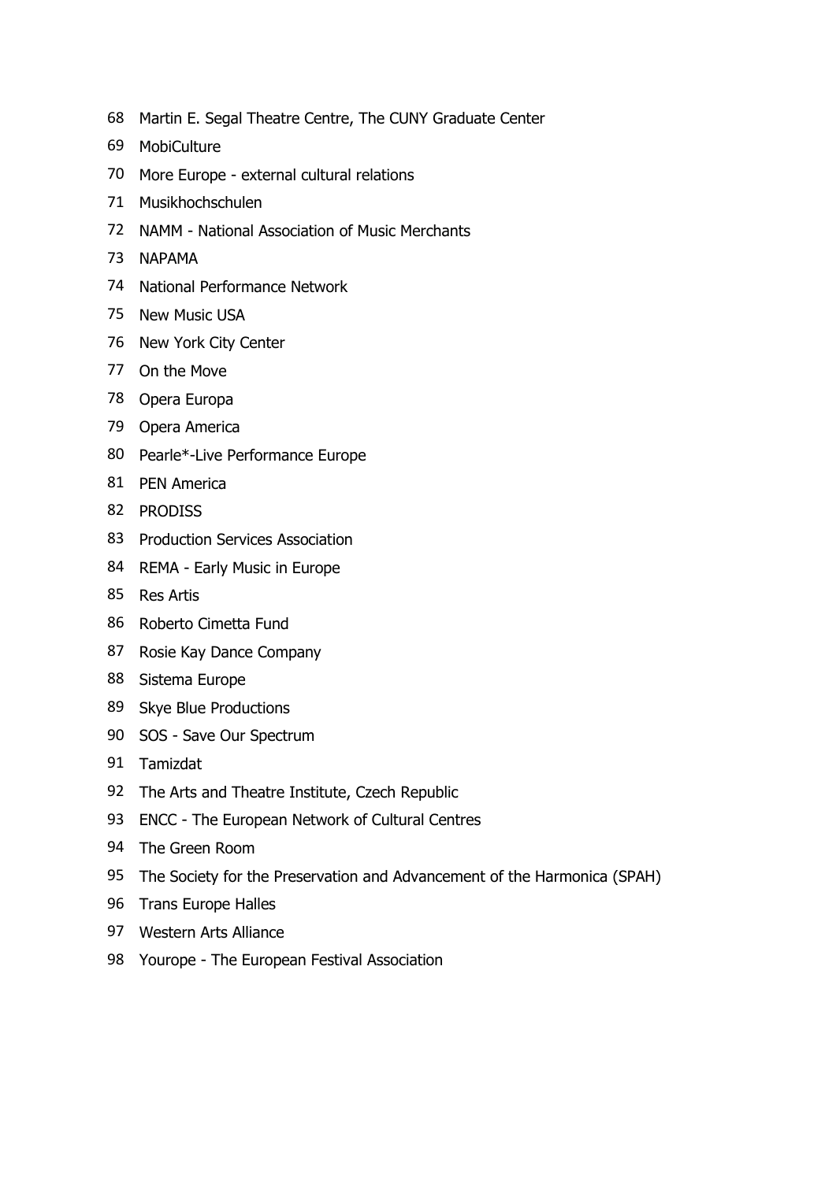68 Martin E. Segal Theatre Centre, The CUNY Graduate Center

69 MobiCulture

70 More Europe - external cultural relations

71 Musikhochschulen

72 NAMM - National Association of Music Merchants

73 NAPAMA

74 National Performance Network

75 New Music USA

76 New York City Center

77 On the Move

78 Opera Europa

79 Opera America

80 Pearle*-Live Performance Europe

81 PEN America

82 PRODISS

83 Production Services Association

84 REMA - Early Music in Europe

85 Res Artis

86 Roberto Cimetta Fund

87 Rosie Kay Dance Company

88 Sistema Europe

89 Skye Blue Productions

90 SOS - Save Our Spectrum

91 Tamizdat

92 The Arts and Theatre Institute, Czech Republic

93 ENCC - The European Network of Cultural Centres

94 The Green Room

95 The Society for the Preservation and Advancement of the Harmonica (SPAH)

96 Trans Europe Halles

97 Western Arts Alliance

98 Yourope - The European Festival Association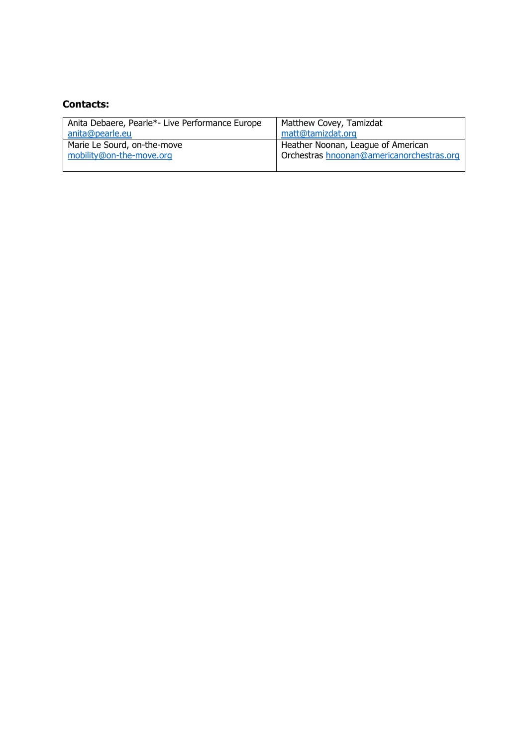### Contacts:

| | |
|---|---|
| Anita Debaere, Pearle*- Live Performance Europe anita@pearle.eu | Matthew Covey, Tamizdat matt@tamizdat.org |
| Marie Le Sourd, on-the-move mobility@on-the-move.org | Heather Noonan, League of American Orchestras hnoonan@americanorchestras.org |